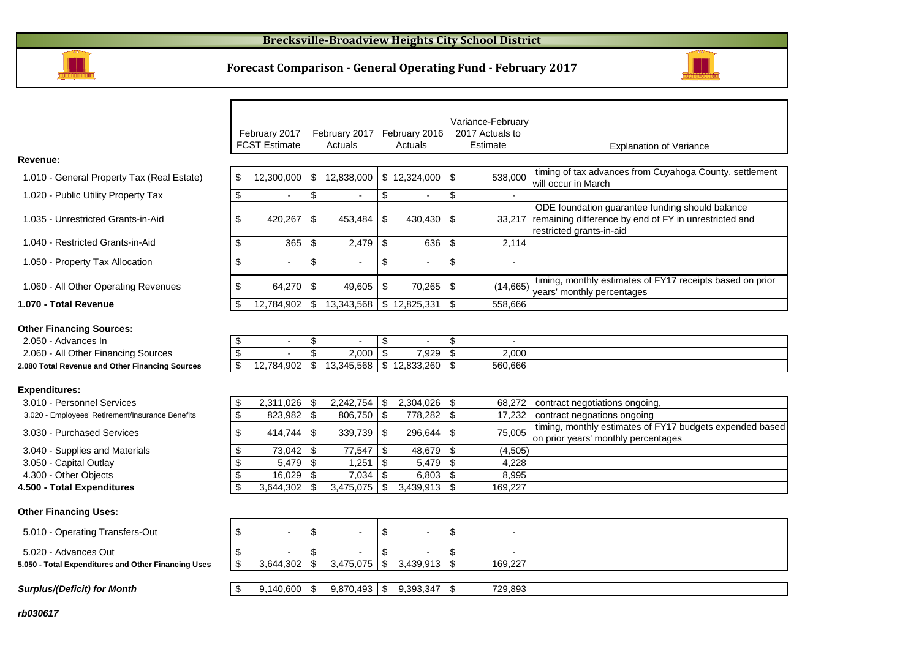# Brecksville-Broadview Heights City School District

## Forecast Comparison - General Operating Fund - February 2017

| | February 2017 FCST Estimate | February 2017 Actuals | February 2016 Actuals | Variance-February 2017 Actuals to Estimate | Explanation of Variance |
|---|---|---|---|---|---|
| **Revenue:** | | | | | |
| 1.010 - General Property Tax (Real Estate) | $ 12,300,000 | $ 12,838,000 | $ 12,324,000 | $ 538,000 | timing of tax advances from Cuyahoga County, settlement will occur in March |
| 1.020 - Public Utility Property Tax | $ - | $ - | $ - | $ - | |
| 1.035 - Unrestricted Grants-in-Aid | $ 420,267 | $ 453,484 | $ 430,430 | $ 33,217 | ODE foundation guarantee funding should balance remaining difference by end of FY in unrestricted and restricted grants-in-aid |
| 1.040 - Restricted Grants-in-Aid | $ 365 | $ 2,479 | $ 636 | $ 2,114 | |
| 1.050 - Property Tax Allocation | $ - | $ - | $ - | $ - | |
| 1.060 - All Other Operating Revenues | $ 64,270 | $ 49,605 | $ 70,265 | $ (14,665) | timing, monthly estimates of FY17 receipts based on prior years' monthly percentages |
| **1.070 - Total Revenue** | $ 12,784,902 | $ 13,343,568 | $ 12,825,331 | $ 558,666 | |
| **Other Financing Sources:** | | | | | |
| 2.050 - Advances In | $ - | $ - | $ - | $ - | |
| 2.060 - All Other Financing Sources | $ - | $ 2,000 | $ 7,929 | $ 2,000 | |
| **2.080 Total Revenue and Other Financing Sources** | $ 12,784,902 | $ 13,345,568 | $ 12,833,260 | $ 560,666 | |
| **Expenditures:** | | | | | |
| 3.010 - Personnel Services | $ 2,311,026 | $ 2,242,754 | $ 2,304,026 | $ 68,272 | contract negotiations ongoing, |
| 3.020 - Employees' Retirement/Insurance Benefits | $ 823,982 | $ 806,750 | $ 778,282 | $ 17,232 | contract negoations ongoing |
| 3.030 - Purchased Services | $ 414,744 | $ 339,739 | $ 296,644 | $ 75,005 | timing, monthly estimates of FY17 budgets expended based on prior years' monthly percentages |
| 3.040 - Supplies and Materials | $ 73,042 | $ 77,547 | $ 48,679 | $ (4,505) | |
| 3.050 - Capital Outlay | $ 5,479 | $ 1,251 | $ 5,479 | $ 4,228 | |
| 4.300 - Other Objects | $ 16,029 | $ 7,034 | $ 6,803 | $ 8,995 | |
| **4.500 - Total Expenditures** | $ 3,644,302 | $ 3,475,075 | $ 3,439,913 | $ 169,227 | |
| **Other Financing Uses:** | | | | | |
| 5.010 - Operating Transfers-Out | $ - | $ - | $ - | $ - | |
| 5.020 - Advances Out | $ - | $ - | $ - | $ - | |
| **5.050 - Total Expenditures and Other Financing Uses** | $ 3,644,302 | $ 3,475,075 | $ 3,439,913 | $ 169,227 | |
| ***Surplus/(Deficit) for Month*** | $ 9,140,600 | $ 9,870,493 | $ 9,393,347 | $ 729,893 | |

***rb030617***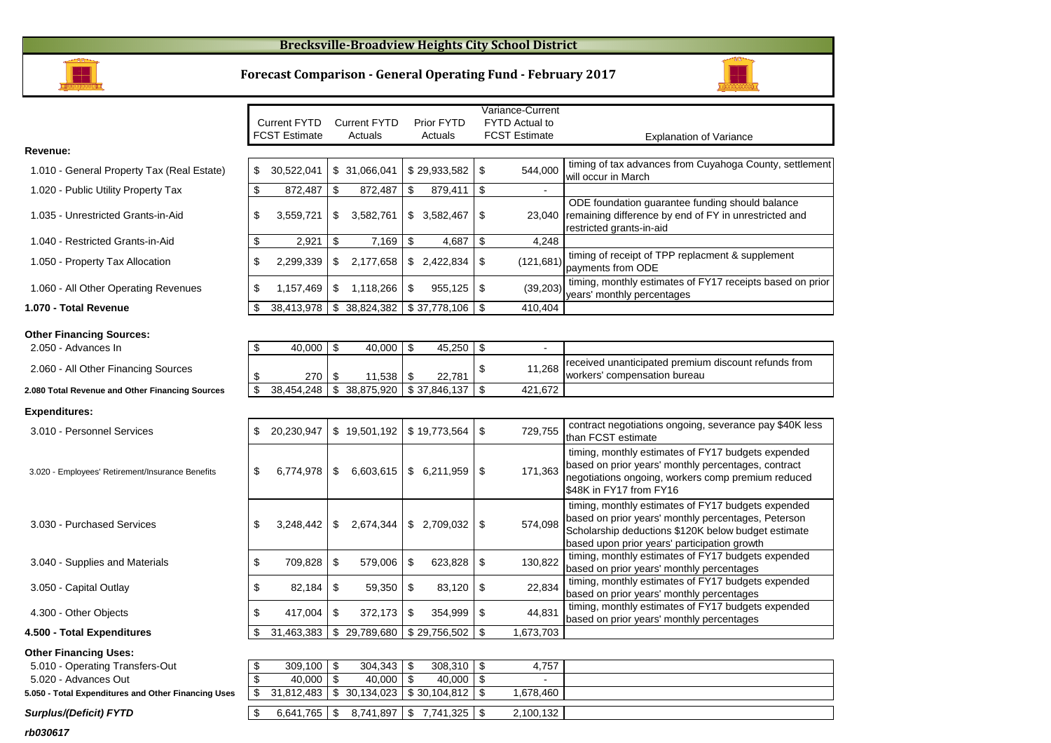# Brecksville-Broadview Heights City School District

## Forecast Comparison - General Operating Fund - February 2017

| | Current FYTD FCST Estimate | Current FYTD Actuals | Prior FYTD Actuals | Variance-Current FYTD Actual to FCST Estimate | Explanation of Variance |
|---|---|---|---|---|---|
| **Revenue:** | | | | | |
| 1.010 - General Property Tax (Real Estate) | $ 30,522,041 | $ 31,066,041 | $ 29,933,582 | $ 544,000 | timing of tax advances from Cuyahoga County, settlement will occur in March |
| 1.020 - Public Utility Property Tax | $ 872,487 | $ 872,487 | $ 879,411 | $ - | |
| 1.035 - Unrestricted Grants-in-Aid | $ 3,559,721 | $ 3,582,761 | $ 3,582,467 | $ 23,040 | ODE foundation guarantee funding should balance remaining difference by end of FY in unrestricted and restricted grants-in-aid |
| 1.040 - Restricted Grants-in-Aid | $ 2,921 | $ 7,169 | $ 4,687 | $ 4,248 | |
| 1.050 - Property Tax Allocation | $ 2,299,339 | $ 2,177,658 | $ 2,422,834 | $ (121,681) | timing of receipt of TPP replacment & supplement payments from ODE |
| 1.060 - All Other Operating Revenues | $ 1,157,469 | $ 1,118,266 | $ 955,125 | $ (39,203) | timing, monthly estimates of FY17 receipts based on prior years' monthly percentages |
| **1.070 - Total Revenue** | $ 38,413,978 | $ 38,824,382 | $ 37,778,106 | $ 410,404 | |
| **Other Financing Sources:** | | | | | |
| 2.050 - Advances In | $ 40,000 | $ 40,000 | $ 45,250 | $ - | |
| 2.060 - All Other Financing Sources | $ 270 | $ 11,538 | $ 22,781 | $ 11,268 | received unanticipated premium discount refunds from workers' compensation bureau |
| **2.080 Total Revenue and Other Financing Sources** | $ 38,454,248 | $ 38,875,920 | $ 37,846,137 | $ 421,672 | |
| **Expenditures:** | | | | | |
| 3.010 - Personnel Services | $ 20,230,947 | $ 19,501,192 | $ 19,773,564 | $ 729,755 | contract negotiations ongoing, severance pay $40K less than FCST estimate |
| 3.020 - Employees' Retirement/Insurance Benefits | $ 6,774,978 | $ 6,603,615 | $ 6,211,959 | $ 171,363 | timing, monthly estimates of FY17 budgets expended based on prior years' monthly percentages, contract negotiations ongoing, workers comp premium reduced $48K in FY17 from FY16 |
| 3.030 - Purchased Services | $ 3,248,442 | $ 2,674,344 | $ 2,709,032 | $ 574,098 | timing, monthly estimates of FY17 budgets expended based on prior years' monthly percentages, Peterson Scholarship deductions $120K below budget estimate based upon prior years' participation growth |
| 3.040 - Supplies and Materials | $ 709,828 | $ 579,006 | $ 623,828 | $ 130,822 | timing, monthly estimates of FY17 budgets expended based on prior years' monthly percentages |
| 3.050 - Capital Outlay | $ 82,184 | $ 59,350 | $ 83,120 | $ 22,834 | timing, monthly estimates of FY17 budgets expended based on prior years' monthly percentages |
| 4.300 - Other Objects | $ 417,004 | $ 372,173 | $ 354,999 | $ 44,831 | timing, monthly estimates of FY17 budgets expended based on prior years' monthly percentages |
| **4.500 - Total Expenditures** | $ 31,463,383 | $ 29,789,680 | $ 29,756,502 | $ 1,673,703 | |
| **Other Financing Uses:** | | | | | |
| 5.010 - Operating Transfers-Out | $ 309,100 | $ 304,343 | $ 308,310 | $ 4,757 | |
| 5.020 - Advances Out | $ 40,000 | $ 40,000 | $ 40,000 | $ - | |
| **5.050 - Total Expenditures and Other Financing Uses** | $ 31,812,483 | $ 30,134,023 | $ 30,104,812 | $ 1,678,460 | |
| ***Surplus/(Deficit) FYTD*** | $ 6,641,765 | $ 8,741,897 | $ 7,741,325 | $ 2,100,132 | |

***rb030617***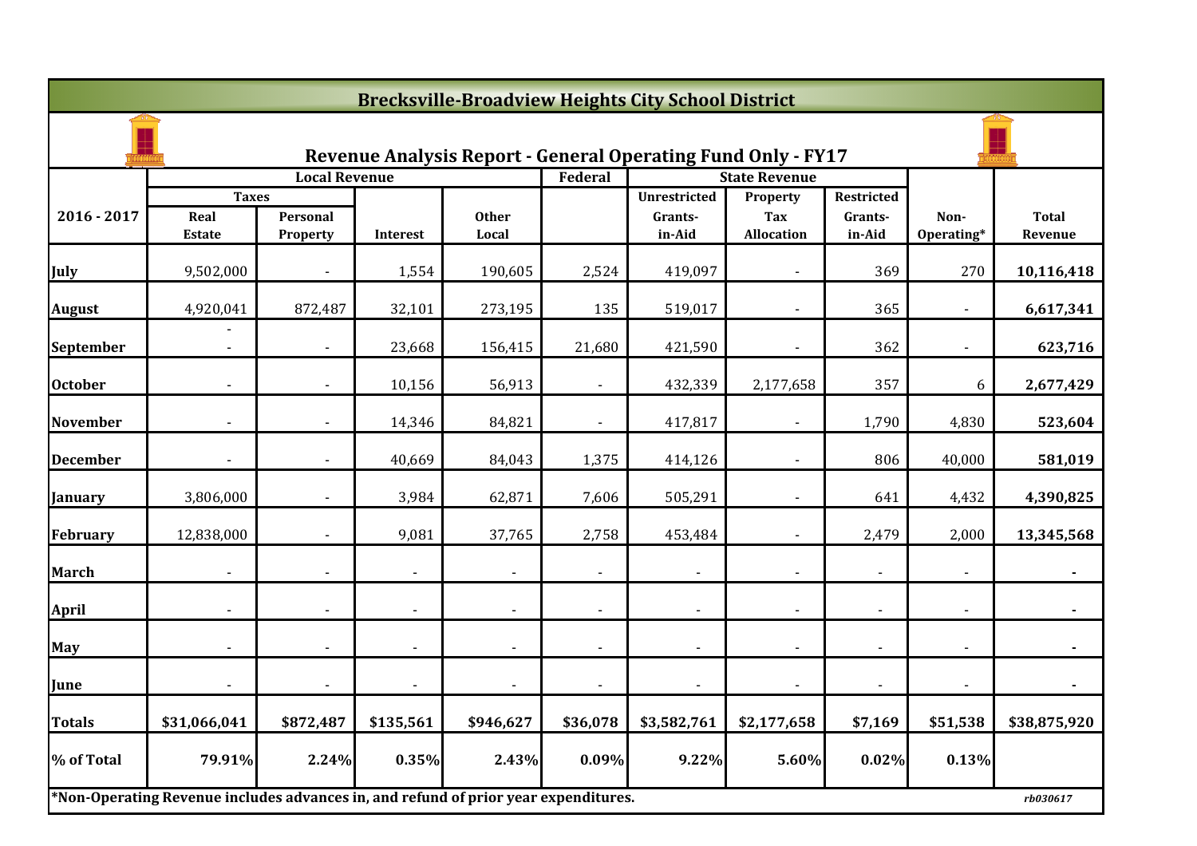# Brecksville-Broadview Heights City School District

## Revenue Analysis Report - General Operating Fund Only - FY17

| 2016 - 2017 | Local Revenue | | | | Federal | State Revenue | | | | |
|---|---|---|---|---|---|---|---|---|---|---|
| | Taxes | | | | | Unrestricted | Property | Restricted | | |
| | Real Estate | Personal Property | Interest | Other Local | | Grants-in-Aid | Tax Allocation | Grants-in-Aid | Non-Operating* | Total Revenue |
| July | 9,502,000 | - | 1,554 | 190,605 | 2,524 | 419,097 | - | 369 | 270 | **10,116,418** |
| August | 4,920,041 | 872,487 | 32,101 | 273,195 | 135 | 519,017 | - | 365 | - | **6,617,341** |
| September | - - | - | 23,668 | 156,415 | 21,680 | 421,590 | - | 362 | - | **623,716** |
| October | - | - | 10,156 | 56,913 | - | 432,339 | 2,177,658 | 357 | 6 | **2,677,429** |
| November | - | - | 14,346 | 84,821 | - | 417,817 | - | 1,790 | 4,830 | **523,604** |
| December | - | - | 40,669 | 84,043 | 1,375 | 414,126 | - | 806 | 40,000 | **581,019** |
| January | 3,806,000 | - | 3,984 | 62,871 | 7,606 | 505,291 | - | 641 | 4,432 | **4,390,825** |
| February | 12,838,000 | - | 9,081 | 37,765 | 2,758 | 453,484 | - | 2,479 | 2,000 | **13,345,568** |
| March | - | - | - | - | - | - | - | - | - | **-** |
| April | - | - | - | - | - | - | - | - | - | **-** |
| May | - | - | - | - | - | - | - | - | - | **-** |
| June | - | - | - | - | - | - | - | - | - | **-** |
| **Totals** | **$31,066,041** | **$872,487** | **$135,561** | **$946,627** | **$36,078** | **$3,582,761** | **$2,177,658** | **$7,169** | **$51,538** | **$38,875,920** |
| **% of Total** | **79.91%** | **2.24%** | **0.35%** | **2.43%** | **0.09%** | **9.22%** | **5.60%** | **0.02%** | **0.13%** | |

**\*Non-Operating Revenue includes advances in, and refund of prior year expenditures.**

*rb030617*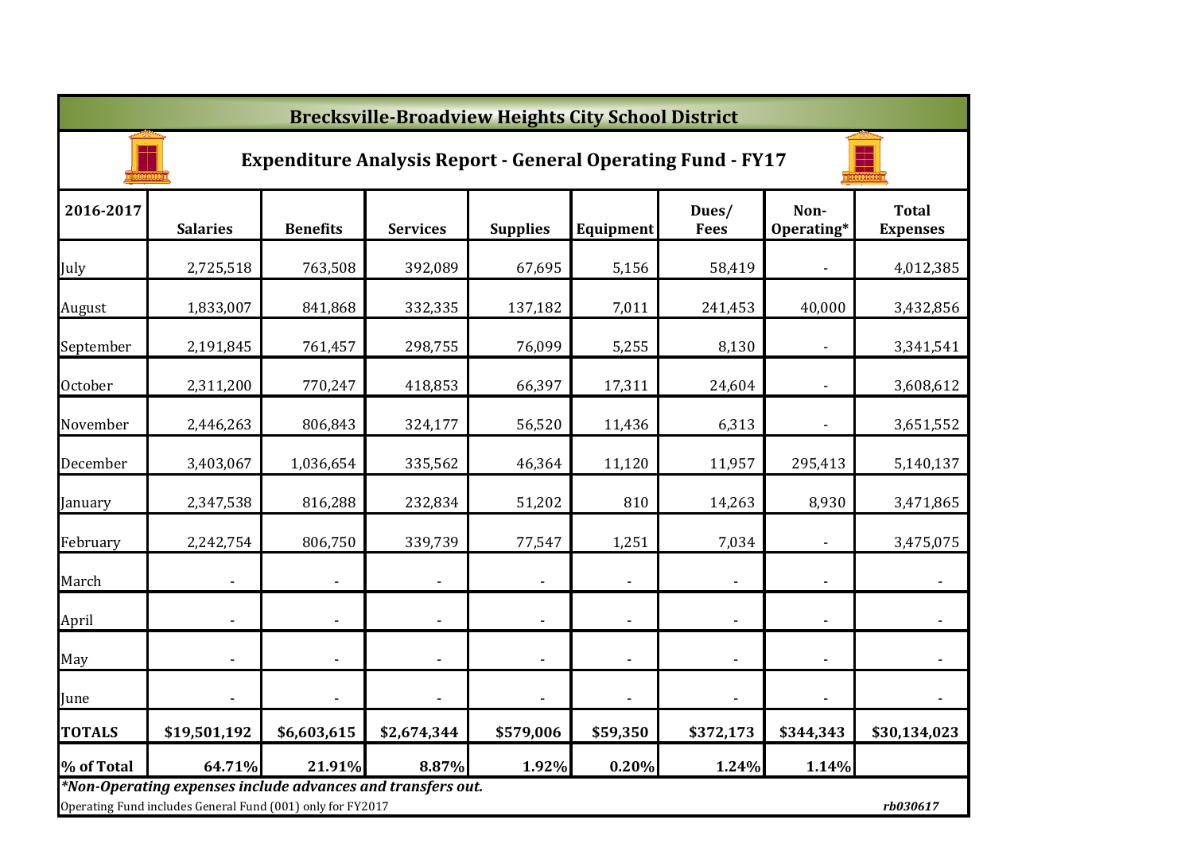# Brecksville-Broadview Heights City School District

## Expenditure Analysis Report - General Operating Fund - FY17

| 2016-2017 | Salaries | Benefits | Services | Supplies | Equipment | Dues/ Fees | Non-Operating* | Total Expenses |
|---|---|---|---|---|---|---|---|---|
| July | 2,725,518 | 763,508 | 392,089 | 67,695 | 5,156 | 58,419 | - | 4,012,385 |
| August | 1,833,007 | 841,868 | 332,335 | 137,182 | 7,011 | 241,453 | 40,000 | 3,432,856 |
| September | 2,191,845 | 761,457 | 298,755 | 76,099 | 5,255 | 8,130 | - | 3,341,541 |
| October | 2,311,200 | 770,247 | 418,853 | 66,397 | 17,311 | 24,604 | - | 3,608,612 |
| November | 2,446,263 | 806,843 | 324,177 | 56,520 | 11,436 | 6,313 | - | 3,651,552 |
| December | 3,403,067 | 1,036,654 | 335,562 | 46,364 | 11,120 | 11,957 | 295,413 | 5,140,137 |
| January | 2,347,538 | 816,288 | 232,834 | 51,202 | 810 | 14,263 | 8,930 | 3,471,865 |
| February | 2,242,754 | 806,750 | 339,739 | 77,547 | 1,251 | 7,034 | - | 3,475,075 |
| March | - | - | - | - | - | - | - | - |
| April | - | - | - | - | - | - | - | - |
| May | - | - | - | - | - | - | - | - |
| June | - | - | - | - | - | - | - | - |
| **TOTALS** | **$19,501,192** | **$6,603,615** | **$2,674,344** | **$579,006** | **$59,350** | **$372,173** | **$344,343** | **$30,134,023** |
| **% of Total** | **64.71%** | **21.91%** | **8.87%** | **1.92%** | **0.20%** | **1.24%** | **1.14%** | |

***Non-Operating expenses include advances and transfers out.***

Operating Fund includes General Fund (001) only for FY2017

*rb030617*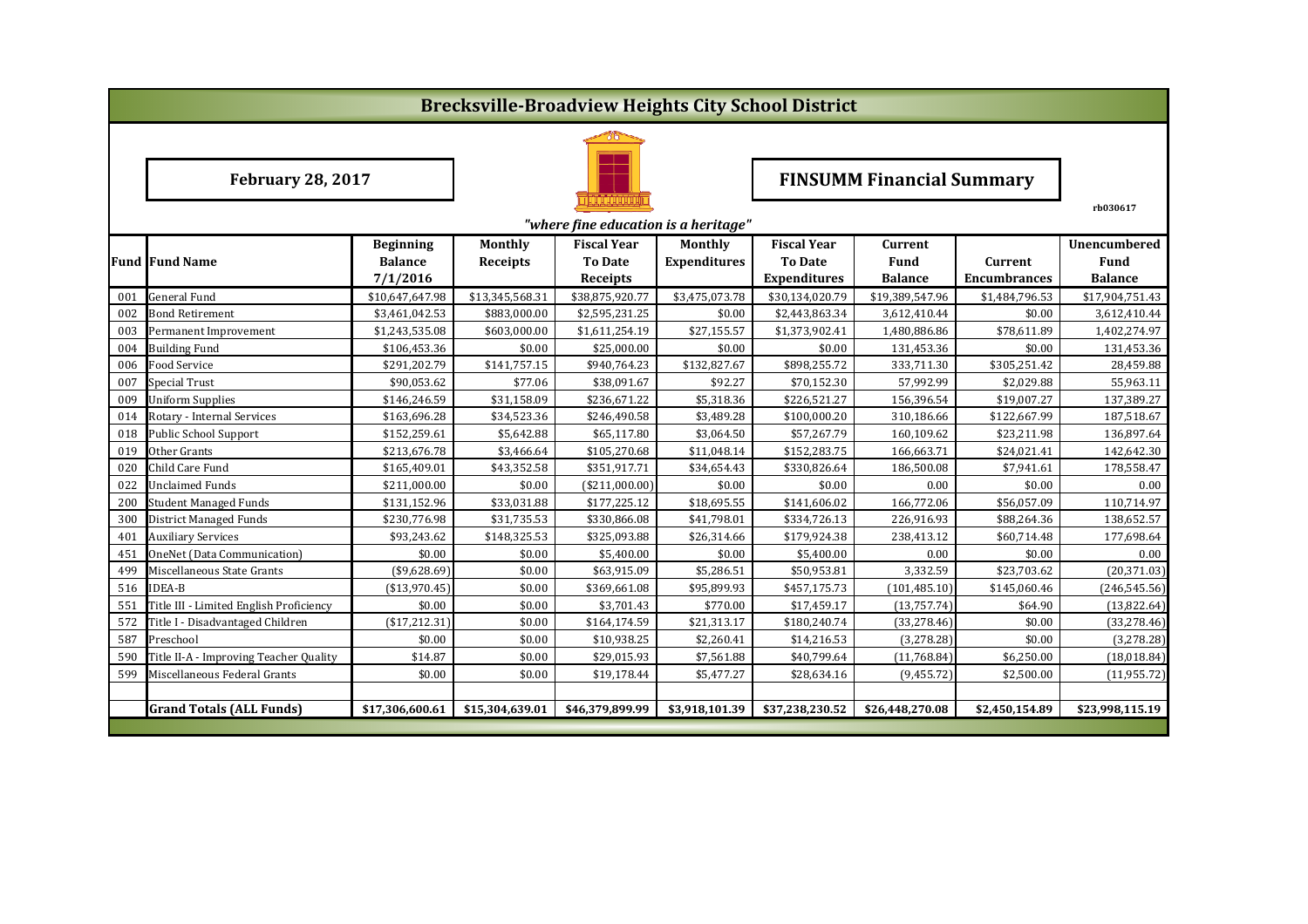# Brecksville-Broadview Heights City School District

**February 28, 2017**

**FINSUMM Financial Summary**

rb030617

*"where fine education is a heritage"*

| Fund | Fund Name | Beginning Balance 7/1/2016 | Monthly Receipts | Fiscal Year To Date Receipts | Monthly Expenditures | Fiscal Year To Date Expenditures | Current Fund Balance | Current Encumbrances | Unencumbered Fund Balance |
|---|---|---|---|---|---|---|---|---|---|
| 001 | General Fund | $10,647,647.98 | $13,345,568.31 | $38,875,920.77 | $3,475,073.78 | $30,134,020.79 | $19,389,547.96 | $1,484,796.53 | $17,904,751.43 |
| 002 | Bond Retirement | $3,461,042.53 | $883,000.00 | $2,595,231.25 | $0.00 | $2,443,863.34 | 3,612,410.44 | $0.00 | 3,612,410.44 |
| 003 | Permanent Improvement | $1,243,535.08 | $603,000.00 | $1,611,254.19 | $27,155.57 | $1,373,902.41 | 1,480,886.86 | $78,611.89 | 1,402,274.97 |
| 004 | Building Fund | $106,453.36 | $0.00 | $25,000.00 | $0.00 | $0.00 | 131,453.36 | $0.00 | 131,453.36 |
| 006 | Food Service | $291,202.79 | $141,757.15 | $940,764.23 | $132,827.67 | $898,255.72 | 333,711.30 | $305,251.42 | 28,459.88 |
| 007 | Special Trust | $90,053.62 | $77.06 | $38,091.67 | $92.27 | $70,152.30 | 57,992.99 | $2,029.88 | 55,963.11 |
| 009 | Uniform Supplies | $146,246.59 | $31,158.09 | $236,671.22 | $5,318.36 | $226,521.27 | 156,396.54 | $19,007.27 | 137,389.27 |
| 014 | Rotary - Internal Services | $163,696.28 | $34,523.36 | $246,490.58 | $3,489.28 | $100,000.20 | 310,186.66 | $122,667.99 | 187,518.67 |
| 018 | Public School Support | $152,259.61 | $5,642.88 | $65,117.80 | $3,064.50 | $57,267.79 | 160,109.62 | $23,211.98 | 136,897.64 |
| 019 | Other Grants | $213,676.78 | $3,466.64 | $105,270.68 | $11,048.14 | $152,283.75 | 166,663.71 | $24,021.41 | 142,642.30 |
| 020 | Child Care Fund | $165,409.01 | $43,352.58 | $351,917.71 | $34,654.43 | $330,826.64 | 186,500.08 | $7,941.61 | 178,558.47 |
| 022 | Unclaimed Funds | $211,000.00 | $0.00 | ($211,000.00) | $0.00 | $0.00 | 0.00 | $0.00 | 0.00 |
| 200 | Student Managed Funds | $131,152.96 | $33,031.88 | $177,225.12 | $18,695.55 | $141,606.02 | 166,772.06 | $56,057.09 | 110,714.97 |
| 300 | District Managed Funds | $230,776.98 | $31,735.53 | $330,866.08 | $41,798.01 | $334,726.13 | 226,916.93 | $88,264.36 | 138,652.57 |
| 401 | Auxiliary Services | $93,243.62 | $148,325.53 | $325,093.88 | $26,314.66 | $179,924.38 | 238,413.12 | $60,714.48 | 177,698.64 |
| 451 | OneNet (Data Communication) | $0.00 | $0.00 | $5,400.00 | $0.00 | $5,400.00 | 0.00 | $0.00 | 0.00 |
| 499 | Miscellaneous State Grants | ($9,628.69) | $0.00 | $63,915.09 | $5,286.51 | $50,953.81 | 3,332.59 | $23,703.62 | (20,371.03) |
| 516 | IDEA-B | ($13,970.45) | $0.00 | $369,661.08 | $95,899.93 | $457,175.73 | (101,485.10) | $145,060.46 | (246,545.56) |
| 551 | Title III - Limited English Proficiency | $0.00 | $0.00 | $3,701.43 | $770.00 | $17,459.17 | (13,757.74) | $64.90 | (13,822.64) |
| 572 | Title I - Disadvantaged Children | ($17,212.31) | $0.00 | $164,174.59 | $21,313.17 | $180,240.74 | (33,278.46) | $0.00 | (33,278.46) |
| 587 | Preschool | $0.00 | $0.00 | $10,938.25 | $2,260.41 | $14,216.53 | (3,278.28) | $0.00 | (3,278.28) |
| 590 | Title II-A - Improving Teacher Quality | $14.87 | $0.00 | $29,015.93 | $7,561.88 | $40,799.64 | (11,768.84) | $6,250.00 | (18,018.84) |
| 599 | Miscellaneous Federal Grants | $0.00 | $0.00 | $19,178.44 | $5,477.27 | $28,634.16 | (9,455.72) | $2,500.00 | (11,955.72) |
| | | | | | | | | | |
| | **Grand Totals (ALL Funds)** | **$17,306,600.61** | **$15,304,639.01** | **$46,379,899.99** | **$3,918,101.39** | **$37,238,230.52** | **$26,448,270.08** | **$2,450,154.89** | **$23,998,115.19** |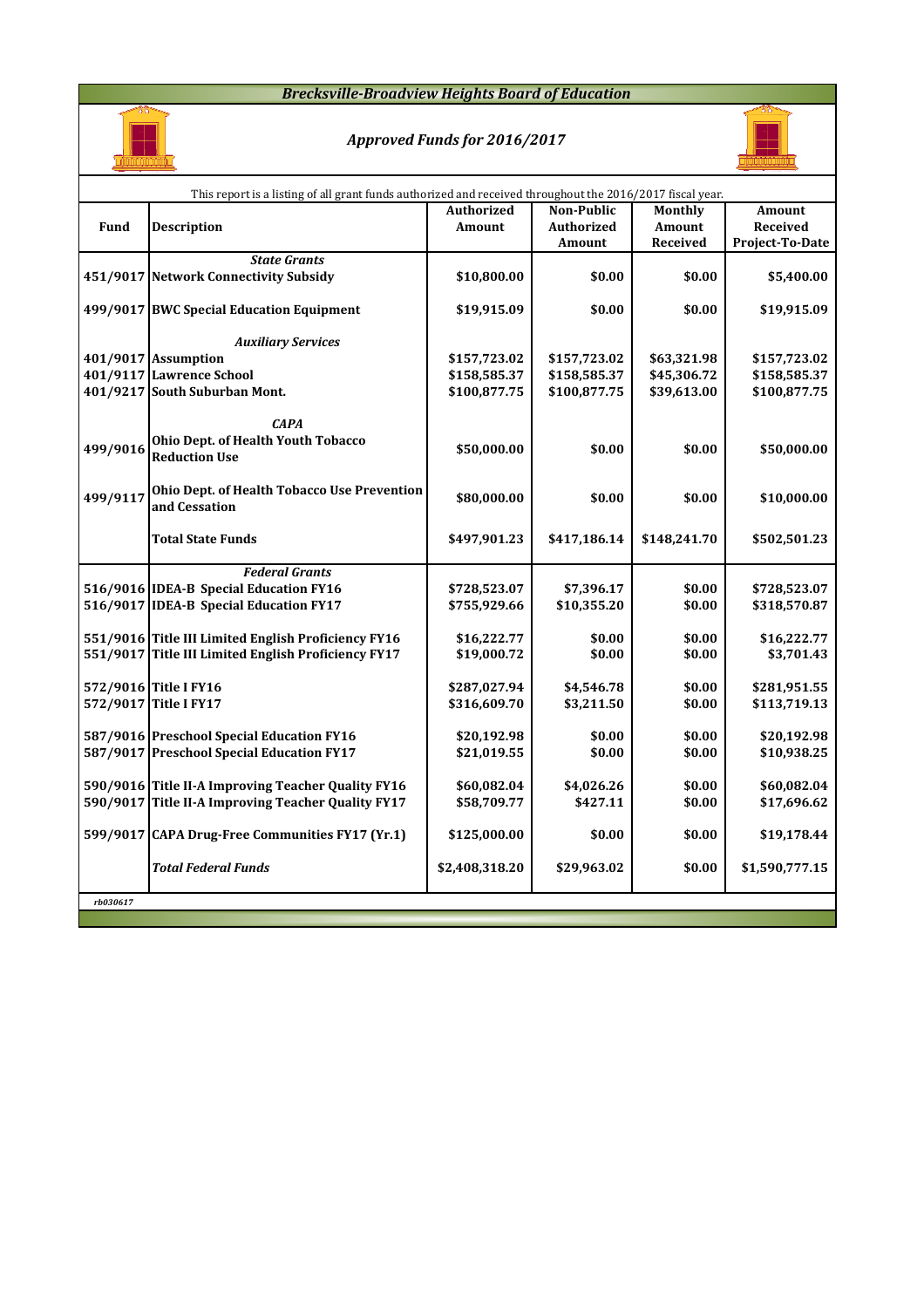# Brecksville-Broadview Heights Board of Education

## Approved Funds for 2016/2017

This report is a listing of all grant funds authorized and received throughout the 2016/2017 fiscal year.

| Fund | Description | Authorized Amount | Non-Public Authorized Amount | Monthly Amount Received | Amount Received Project-To-Date |
|---|---|---|---|---|---|
| | ***State Grants*** | | | | |
| 451/9017 | **Network Connectivity Subsidy** | $10,800.00 | $0.00 | $0.00 | $5,400.00 |
| 499/9017 | **BWC Special Education Equipment** | $19,915.09 | $0.00 | $0.00 | $19,915.09 |
| | ***Auxiliary Services*** | | | | |
| 401/9017 | **Assumption** | $157,723.02 | $157,723.02 | $63,321.98 | $157,723.02 |
| 401/9117 | **Lawrence School** | $158,585.37 | $158,585.37 | $45,306.72 | $158,585.37 |
| 401/9217 | **South Suburban Mont.** | $100,877.75 | $100,877.75 | $39,613.00 | $100,877.75 |
| | ***CAPA*** | | | | |
| 499/9016 | **Ohio Dept. of Health Youth Tobacco Reduction Use** | $50,000.00 | $0.00 | $0.00 | $50,000.00 |
| 499/9117 | **Ohio Dept. of Health Tobacco Use Prevention and Cessation** | $80,000.00 | $0.00 | $0.00 | $10,000.00 |
| | **Total State Funds** | $497,901.23 | $417,186.14 | $148,241.70 | $502,501.23 |
| | ***Federal Grants*** | | | | |
| 516/9016 | **IDEA-B Special Education FY16** | $728,523.07 | $7,396.17 | $0.00 | $728,523.07 |
| 516/9017 | **IDEA-B Special Education FY17** | $755,929.66 | $10,355.20 | $0.00 | $318,570.87 |
| 551/9016 | **Title III Limited English Proficiency FY16** | $16,222.77 | $0.00 | $0.00 | $16,222.77 |
| 551/9017 | **Title III Limited English Proficiency FY17** | $19,000.72 | $0.00 | $0.00 | $3,701.43 |
| 572/9016 | **Title I FY16** | $287,027.94 | $4,546.78 | $0.00 | $281,951.55 |
| 572/9017 | **Title I FY17** | $316,609.70 | $3,211.50 | $0.00 | $113,719.13 |
| 587/9016 | **Preschool Special Education FY16** | $20,192.98 | $0.00 | $0.00 | $20,192.98 |
| 587/9017 | **Preschool Special Education FY17** | $21,019.55 | $0.00 | $0.00 | $10,938.25 |
| 590/9016 | **Title II-A Improving Teacher Quality FY16** | $60,082.04 | $4,026.26 | $0.00 | $60,082.04 |
| 590/9017 | **Title II-A Improving Teacher Quality FY17** | $58,709.77 | $427.11 | $0.00 | $17,696.62 |
| 599/9017 | **CAPA Drug-Free Communities FY17 (Yr.1)** | $125,000.00 | $0.00 | $0.00 | $19,178.44 |
| | ***Total Federal Funds*** | $2,408,318.20 | $29,963.02 | $0.00 | $1,590,777.15 |

*rb030617*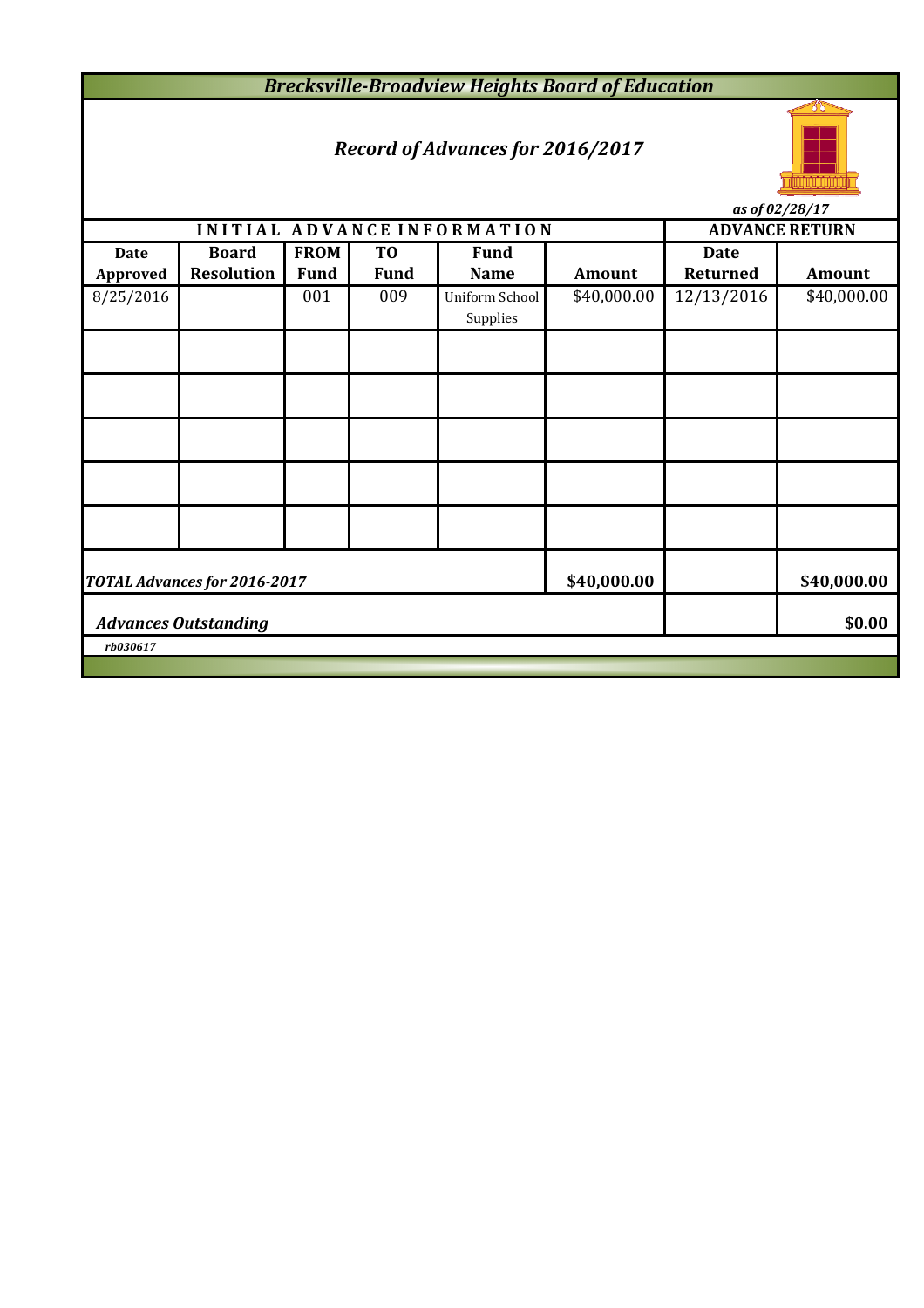# *Brecksville-Broadview Heights Board of Education*

## *Record of Advances for 2016/2017*

*as of 02/28/17*

| INITIAL ADVANCE INFORMATION | | | | | | ADVANCE RETURN | |
|---|---|---|---|---|---|---|---|
| Date Approved | Board Resolution | FROM Fund | TO Fund | Fund Name | Amount | Date Returned | Amount |
| 8/25/2016 | | 001 | 009 | Uniform School Supplies | $40,000.00 | 12/13/2016 | $40,000.00 |
| | | | | | | | |
| | | | | | | | |
| | | | | | | | |
| | | | | | | | |
| | | | | | | | |
| ***TOTAL Advances for 2016-2017*** | | | | | **$40,000.00** | | **$40,000.00** |
| ***Advances Outstanding*** | | | | | | | **$0.00** |

*rb030617*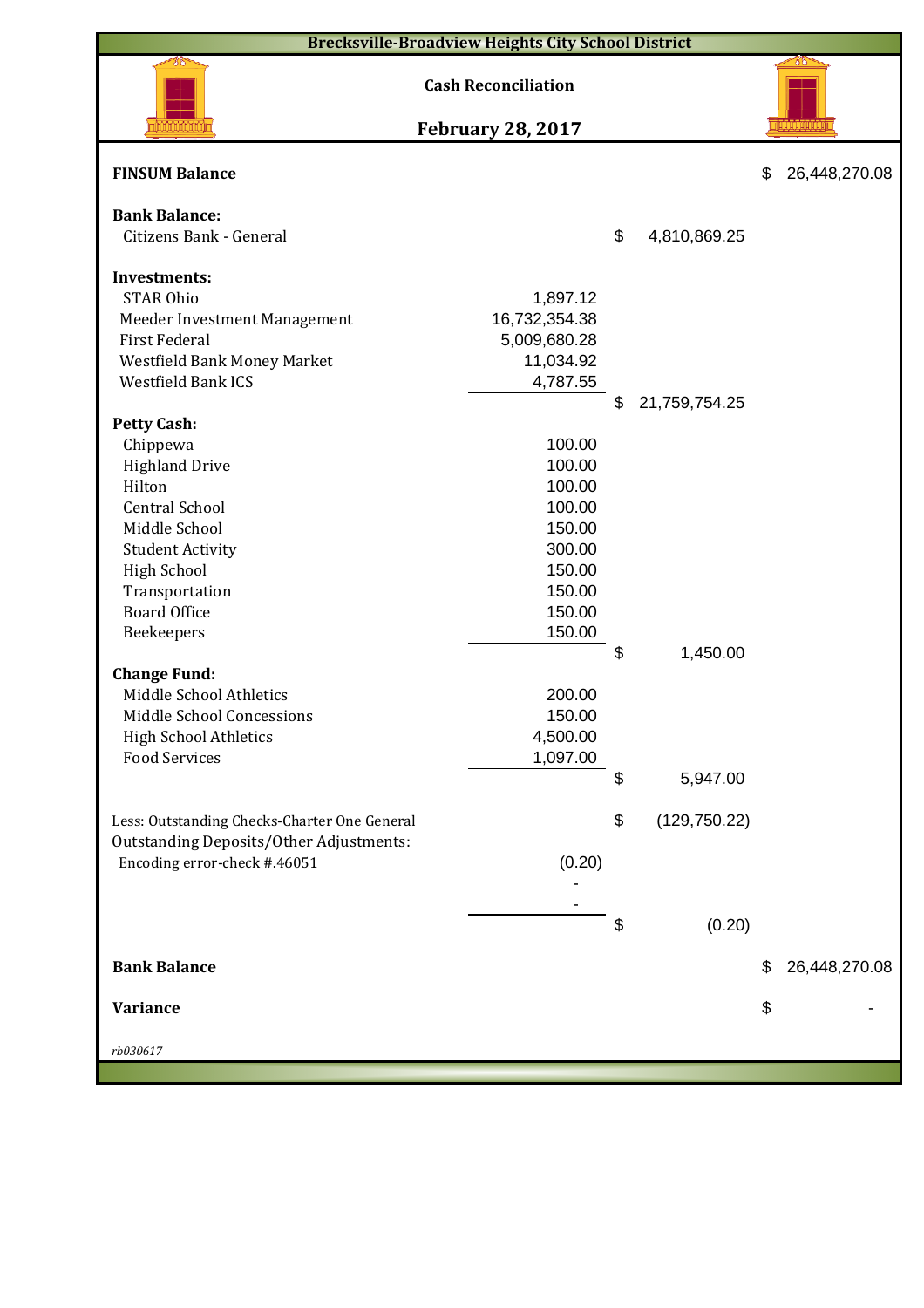# Brecksville-Broadview Heights City School District

## Cash Reconciliation

## February 28, 2017

| | | | |
|---|---|---|---|
| **FINSUM Balance** | | | $ 26,448,270.08 |
| **Bank Balance:** | | | |
| Citizens Bank - General | | $ 4,810,869.25 | |
| **Investments:** | | | |
| STAR Ohio | 1,897.12 | | |
| Meeder Investment Management | 16,732,354.38 | | |
| First Federal | 5,009,680.28 | | |
| Westfield Bank Money Market | 11,034.92 | | |
| Westfield Bank ICS | 4,787.55 | | |
| | | $ 21,759,754.25 | |
| **Petty Cash:** | | | |
| Chippewa | 100.00 | | |
| Highland Drive | 100.00 | | |
| Hilton | 100.00 | | |
| Central School | 100.00 | | |
| Middle School | 150.00 | | |
| Student Activity | 300.00 | | |
| High School | 150.00 | | |
| Transportation | 150.00 | | |
| Board Office | 150.00 | | |
| Beekeepers | 150.00 | | |
| | | $ 1,450.00 | |
| **Change Fund:** | | | |
| Middle School Athletics | 200.00 | | |
| Middle School Concessions | 150.00 | | |
| High School Athletics | 4,500.00 | | |
| Food Services | 1,097.00 | | |
| | | $ 5,947.00 | |
| Less: Outstanding Checks-Charter One General | | $ (129,750.22) | |
| Outstanding Deposits/Other Adjustments: | | | |
| Encoding error-check #.46051 | (0.20) | | |
| | - | | |
| | - | | |
| | | $ (0.20) | |
| **Bank Balance** | | | $ 26,448,270.08 |
| **Variance** | | | $ - |

*rb030617*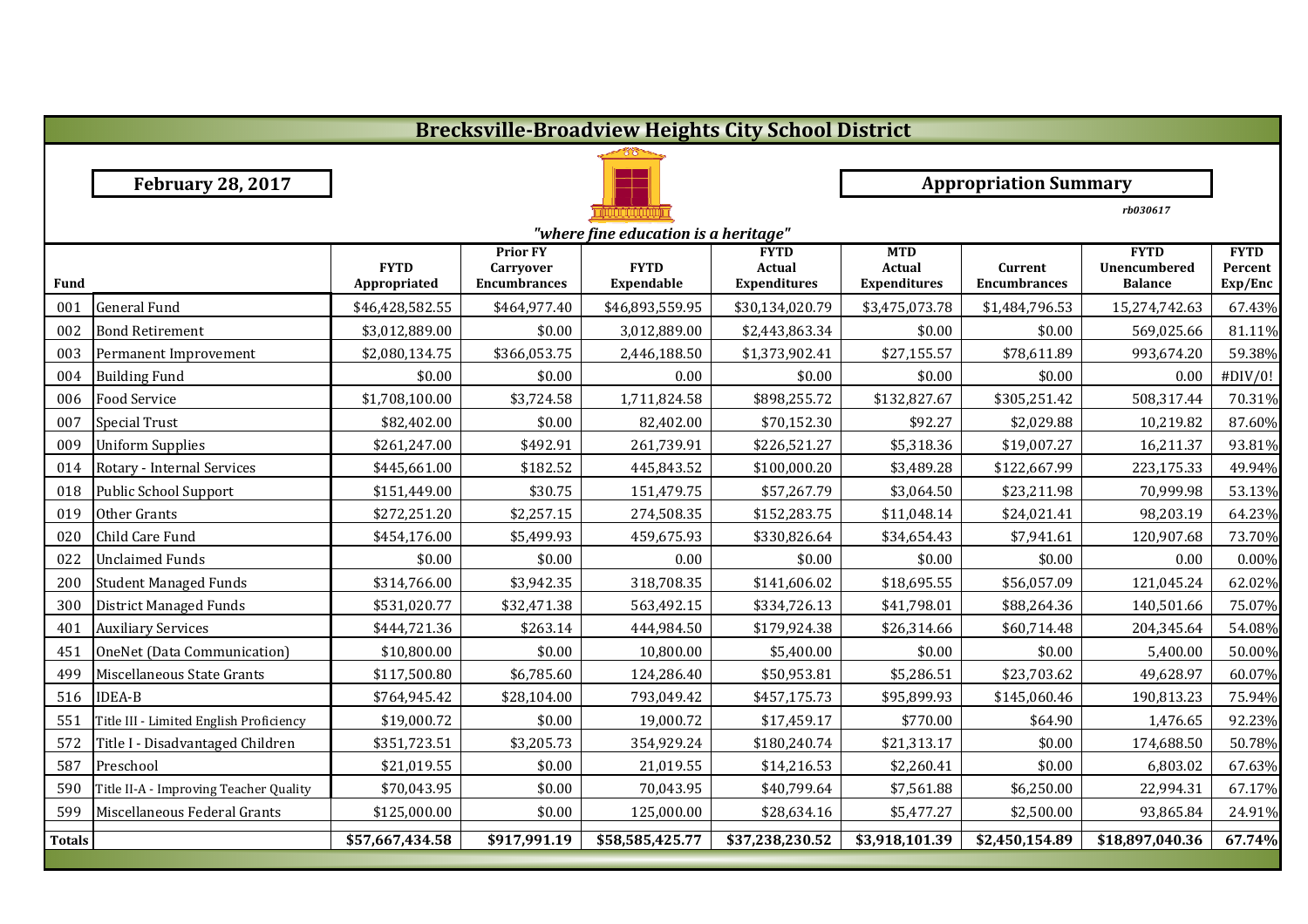# Brecksville-Broadview Heights City School District

**February 28, 2017**

**Appropriation Summary**

*rb030617*

*"where fine education is a heritage"*

| Fund | | FYTD Appropriated | Prior FY Carryover Encumbrances | FYTD Expendable | FYTD Actual Expenditures | MTD Actual Expenditures | Current Encumbrances | FYTD Unencumbered Balance | FYTD Percent Exp/Enc |
|---|---|---|---|---|---|---|---|---|---|
| 001 | General Fund | $46,428,582.55 | $464,977.40 | $46,893,559.95 | $30,134,020.79 | $3,475,073.78 | $1,484,796.53 | 15,274,742.63 | 67.43% |
| 002 | Bond Retirement | $3,012,889.00 | $0.00 | 3,012,889.00 | $2,443,863.34 | $0.00 | $0.00 | 569,025.66 | 81.11% |
| 003 | Permanent Improvement | $2,080,134.75 | $366,053.75 | 2,446,188.50 | $1,373,902.41 | $27,155.57 | $78,611.89 | 993,674.20 | 59.38% |
| 004 | Building Fund | $0.00 | $0.00 | 0.00 | $0.00 | $0.00 | $0.00 | 0.00 | #DIV/0! |
| 006 | Food Service | $1,708,100.00 | $3,724.58 | 1,711,824.58 | $898,255.72 | $132,827.67 | $305,251.42 | 508,317.44 | 70.31% |
| 007 | Special Trust | $82,402.00 | $0.00 | 82,402.00 | $70,152.30 | $92.27 | $2,029.88 | 10,219.82 | 87.60% |
| 009 | Uniform Supplies | $261,247.00 | $492.91 | 261,739.91 | $226,521.27 | $5,318.36 | $19,007.27 | 16,211.37 | 93.81% |
| 014 | Rotary - Internal Services | $445,661.00 | $182.52 | 445,843.52 | $100,000.20 | $3,489.28 | $122,667.99 | 223,175.33 | 49.94% |
| 018 | Public School Support | $151,449.00 | $30.75 | 151,479.75 | $57,267.79 | $3,064.50 | $23,211.98 | 70,999.98 | 53.13% |
| 019 | Other Grants | $272,251.20 | $2,257.15 | 274,508.35 | $152,283.75 | $11,048.14 | $24,021.41 | 98,203.19 | 64.23% |
| 020 | Child Care Fund | $454,176.00 | $5,499.93 | 459,675.93 | $330,826.64 | $34,654.43 | $7,941.61 | 120,907.68 | 73.70% |
| 022 | Unclaimed Funds | $0.00 | $0.00 | 0.00 | $0.00 | $0.00 | $0.00 | 0.00 | 0.00% |
| 200 | Student Managed Funds | $314,766.00 | $3,942.35 | 318,708.35 | $141,606.02 | $18,695.55 | $56,057.09 | 121,045.24 | 62.02% |
| 300 | District Managed Funds | $531,020.77 | $32,471.38 | 563,492.15 | $334,726.13 | $41,798.01 | $88,264.36 | 140,501.66 | 75.07% |
| 401 | Auxiliary Services | $444,721.36 | $263.14 | 444,984.50 | $179,924.38 | $26,314.66 | $60,714.48 | 204,345.64 | 54.08% |
| 451 | OneNet (Data Communication) | $10,800.00 | $0.00 | 10,800.00 | $5,400.00 | $0.00 | $0.00 | 5,400.00 | 50.00% |
| 499 | Miscellaneous State Grants | $117,500.80 | $6,785.60 | 124,286.40 | $50,953.81 | $5,286.51 | $23,703.62 | 49,628.97 | 60.07% |
| 516 | IDEA-B | $764,945.42 | $28,104.00 | 793,049.42 | $457,175.73 | $95,899.93 | $145,060.46 | 190,813.23 | 75.94% |
| 551 | Title III - Limited English Proficiency | $19,000.72 | $0.00 | 19,000.72 | $17,459.17 | $770.00 | $64.90 | 1,476.65 | 92.23% |
| 572 | Title I - Disadvantaged Children | $351,723.51 | $3,205.73 | 354,929.24 | $180,240.74 | $21,313.17 | $0.00 | 174,688.50 | 50.78% |
| 587 | Preschool | $21,019.55 | $0.00 | 21,019.55 | $14,216.53 | $2,260.41 | $0.00 | 6,803.02 | 67.63% |
| 590 | Title II-A - Improving Teacher Quality | $70,043.95 | $0.00 | 70,043.95 | $40,799.64 | $7,561.88 | $6,250.00 | 22,994.31 | 67.17% |
| 599 | Miscellaneous Federal Grants | $125,000.00 | $0.00 | 125,000.00 | $28,634.16 | $5,477.27 | $2,500.00 | 93,865.84 | 24.91% |
| **Totals** | | **$57,667,434.58** | **$917,991.19** | **$58,585,425.77** | **$37,238,230.52** | **$3,918,101.39** | **$2,450,154.89** | **$18,897,040.36** | **67.74%** |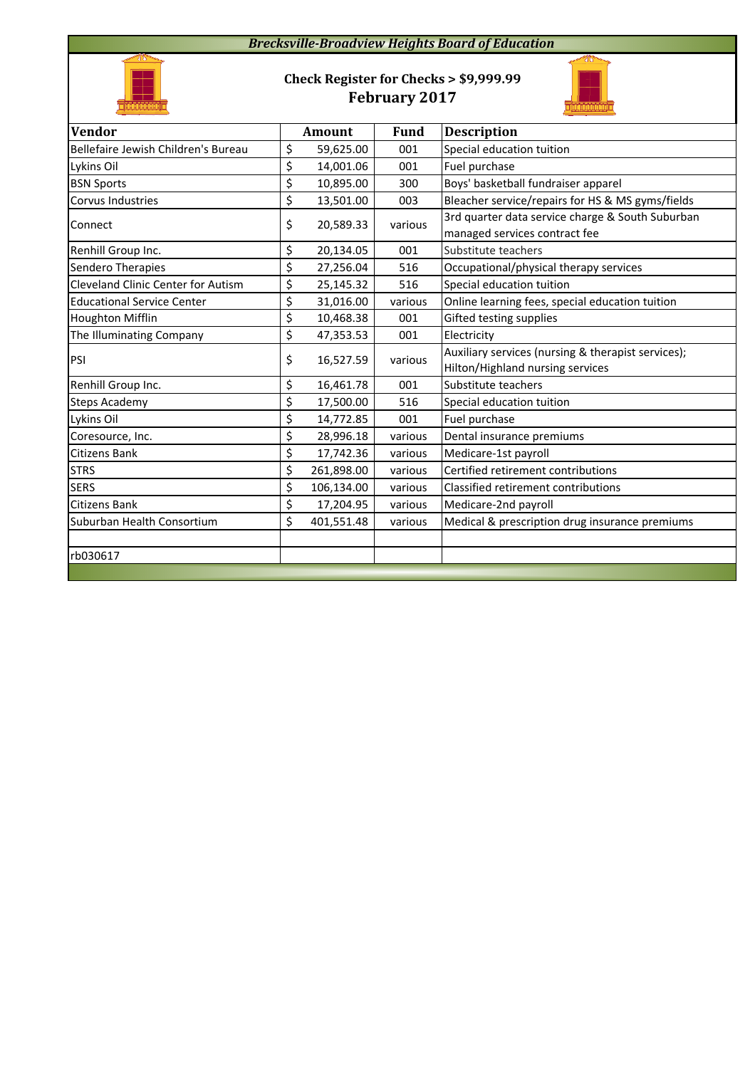*Brecksville-Broadview Heights Board of Education*

**Check Register for Checks > $9,999.99**
**February 2017**

| Vendor | Amount | Fund | Description |
|---|---|---|---|
| Bellefaire Jewish Children's Bureau | $ 59,625.00 | 001 | Special education tuition |
| Lykins Oil | $ 14,001.06 | 001 | Fuel purchase |
| BSN Sports | $ 10,895.00 | 300 | Boys' basketball fundraiser apparel |
| Corvus Industries | $ 13,501.00 | 003 | Bleacher service/repairs for HS & MS gyms/fields |
| Connect | $ 20,589.33 | various | 3rd quarter data service charge & South Suburban managed services contract fee |
| Renhill Group Inc. | $ 20,134.05 | 001 | Substitute teachers |
| Sendero Therapies | $ 27,256.04 | 516 | Occupational/physical therapy services |
| Cleveland Clinic Center for Autism | $ 25,145.32 | 516 | Special education tuition |
| Educational Service Center | $ 31,016.00 | various | Online learning fees, special education tuition |
| Houghton Mifflin | $ 10,468.38 | 001 | Gifted testing supplies |
| The Illuminating Company | $ 47,353.53 | 001 | Electricity |
| PSI | $ 16,527.59 | various | Auxiliary services (nursing & therapist services); Hilton/Highland nursing services |
| Renhill Group Inc. | $ 16,461.78 | 001 | Substitute teachers |
| Steps Academy | $ 17,500.00 | 516 | Special education tuition |
| Lykins Oil | $ 14,772.85 | 001 | Fuel purchase |
| Coresource, Inc. | $ 28,996.18 | various | Dental insurance premiums |
| Citizens Bank | $ 17,742.36 | various | Medicare-1st payroll |
| STRS | $ 261,898.00 | various | Certified retirement contributions |
| SERS | $ 106,134.00 | various | Classified retirement contributions |
| Citizens Bank | $ 17,204.95 | various | Medicare-2nd payroll |
| Suburban Health Consortium | $ 401,551.48 | various | Medical & prescription drug insurance premiums |
| | | | |
| rb030617 | | | |